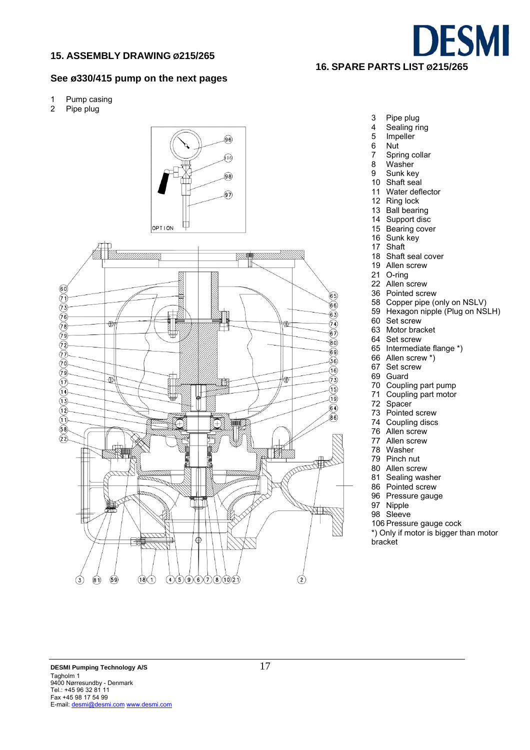## 15. ASSEMBLY DRAWING ø215/265

### See ø330/415 pump on the next pages

## 16. SPARE PARTS LIST ø215/265

1 Pump casing
2 Pipe plug
3 Pipe plug
4 Sealing ring
5 Impeller
6 Nut
7 Spring collar
8 Washer
9 Sunk key
10 Shaft seal
11 Water deflector
12 Ring lock
13 Ball bearing
14 Support disc
15 Bearing cover
16 Sunk key
17 Shaft
18 Shaft seal cover
19 Allen screw
21 O-ring
22 Allen screw
36 Pointed screw
58 Copper pipe (only on NSLV)
59 Hexagon nipple (Plug on NSLH)
60 Set screw
63 Motor bracket
64 Set screw
65 Intermediate flange *)
66 Allen screw *)
67 Set screw
69 Guard
70 Coupling part pump
71 Coupling part motor
72 Spacer
73 Pointed screw
74 Coupling discs
76 Allen screw
77 Allen screw
78 Washer
79 Pinch nut
80 Allen screw
81 Sealing washer
86 Pointed screw
96 Pressure gauge
97 Nipple
98 Sleeve
106 Pressure gauge cock

*) Only if motor is bigger than motor bracket

OPTION

DESMI Pumping Technology A/S
Tagholm 1
9400 Nørresundby - Denmark
Tel.: +45 96 32 81 11
Fax +45 98 17 54 99
E-mail: desmi@desmi.com www.desmi.com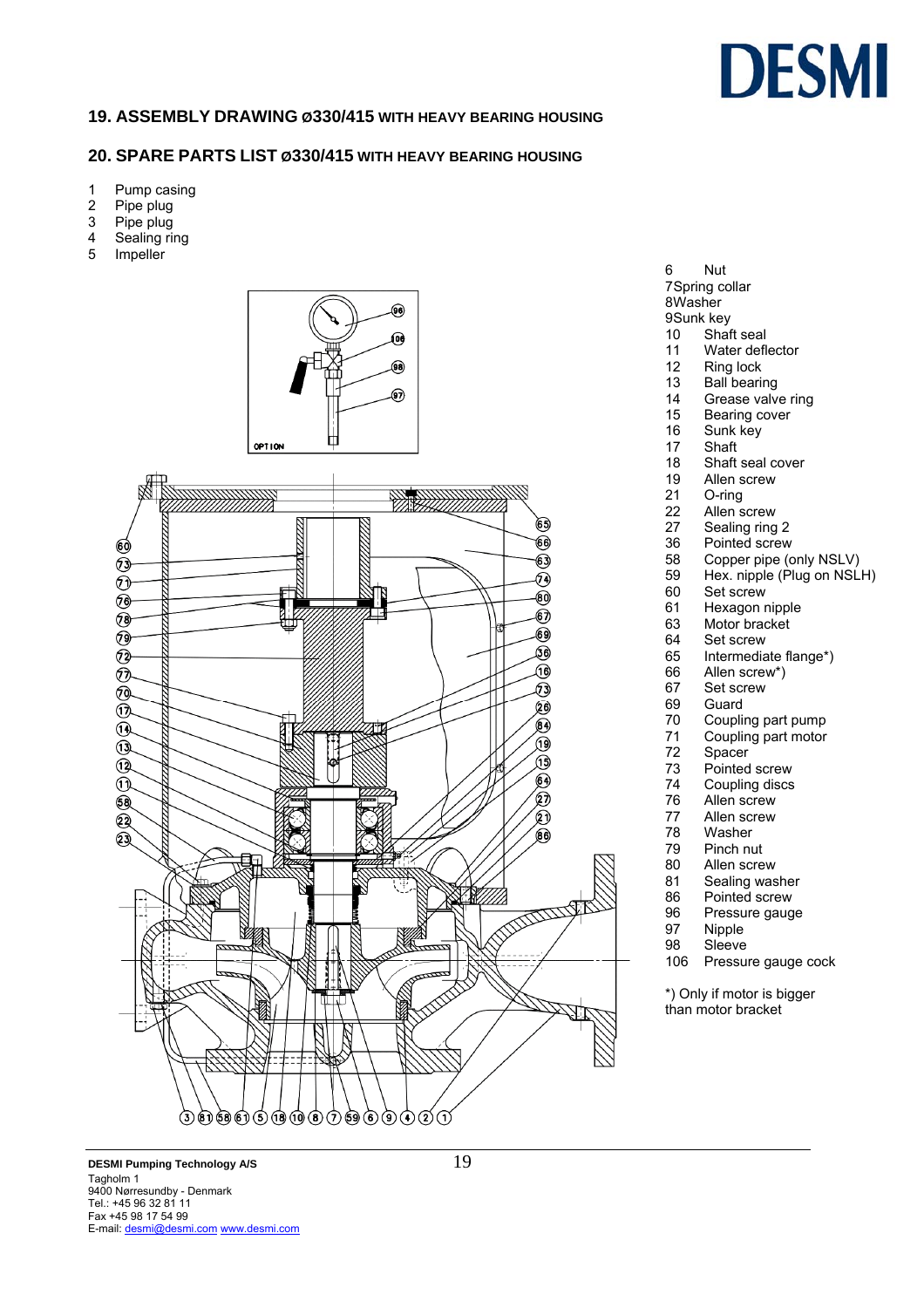## 19. ASSEMBLY DRAWING ø330/415 WITH HEAVY BEARING HOUSING

## 20. SPARE PARTS LIST ø330/415 WITH HEAVY BEARING HOUSING

| No. | Part |
|---|---|
| 1 | Pump casing |
| 2 | Pipe plug |
| 3 | Pipe plug |
| 4 | Sealing ring |
| 5 | Impeller |
| 6 | Nut |
| 7 | Spring collar |
| 8 | Washer |
| 9 | Sunk key |
| 10 | Shaft seal |
| 11 | Water deflector |
| 12 | Ring lock |
| 13 | Ball bearing |
| 14 | Grease valve ring |
| 15 | Bearing cover |
| 16 | Sunk key |
| 17 | Shaft |
| 18 | Shaft seal cover |
| 19 | Allen screw |
| 21 | O-ring |
| 22 | Allen screw |
| 27 | Sealing ring 2 |
| 36 | Pointed screw |
| 58 | Copper pipe (only NSLV) |
| 59 | Hex. nipple (Plug on NSLH) |
| 60 | Set screw |
| 61 | Hexagon nipple |
| 63 | Motor bracket |
| 64 | Set screw |
| 65 | Intermediate flange*) |
| 66 | Allen screw*) |
| 67 | Set screw |
| 69 | Guard |
| 70 | Coupling part pump |
| 71 | Coupling part motor |
| 72 | Spacer |
| 73 | Pointed screw |
| 74 | Coupling discs |
| 76 | Allen screw |
| 77 | Allen screw |
| 78 | Washer |
| 79 | Pinch nut |
| 80 | Allen screw |
| 81 | Sealing washer |
| 86 | Pointed screw |
| 96 | Pressure gauge |
| 97 | Nipple |
| 98 | Sleeve |
| 106 | Pressure gauge cock |

*) Only if motor is bigger than motor bracket

OPTION

DESMI Pumping Technology A/S
Tagholm 1
9400 Nørresundby - Denmark
Tel.: +45 96 32 81 11
Fax +45 98 17 54 99
E-mail: desmi@desmi.com www.desmi.com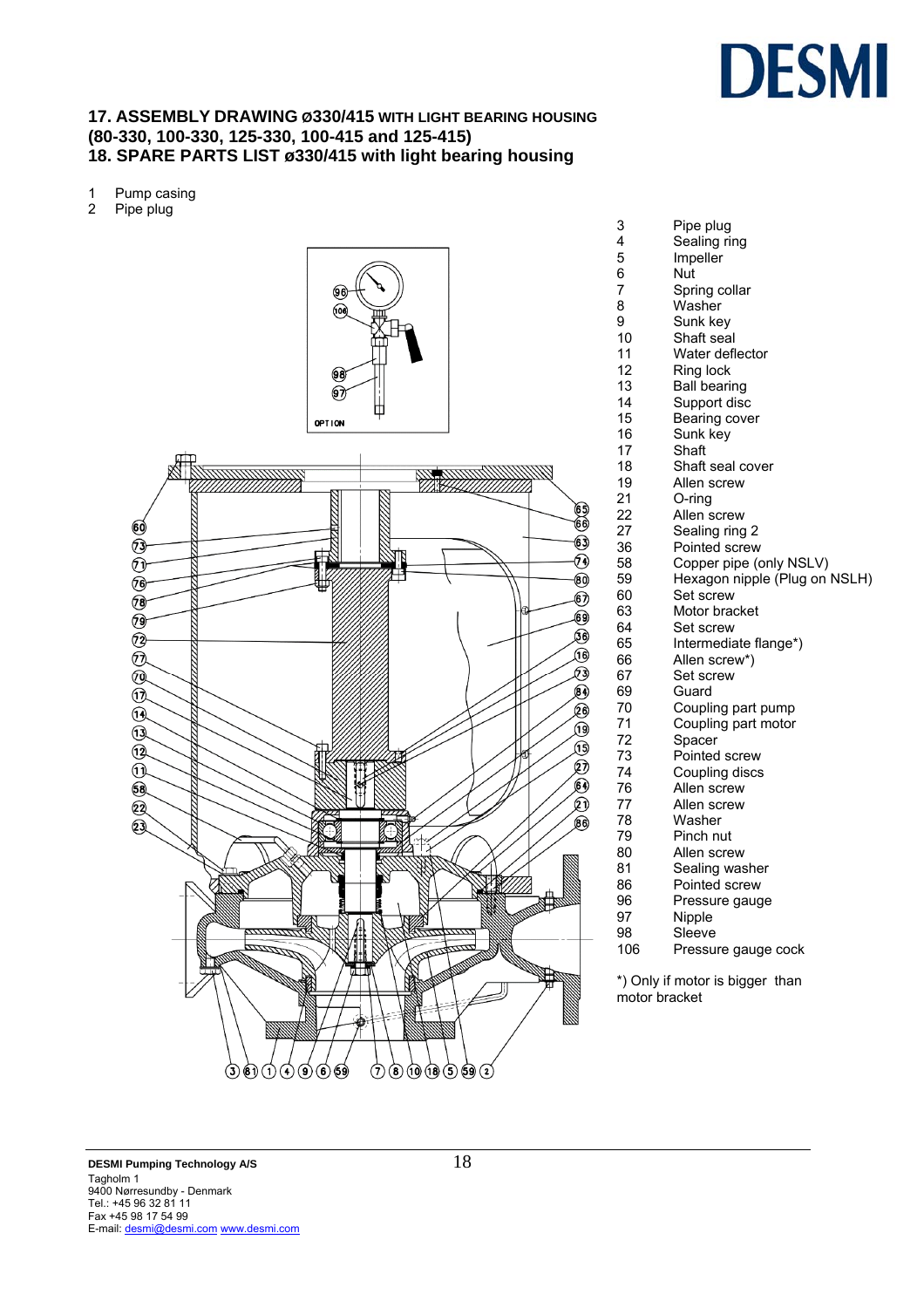DESMI

## 17. ASSEMBLY DRAWING ø330/415 WITH LIGHT BEARING HOUSING (80-330, 100-330, 125-330, 100-415 and 125-415)

## 18. SPARE PARTS LIST ø330/415 with light bearing housing

| | |
|---|---|
| 1 | Pump casing |
| 2 | Pipe plug |
| 3 | Pipe plug |
| 4 | Sealing ring |
| 5 | Impeller |
| 6 | Nut |
| 7 | Spring collar |
| 8 | Washer |
| 9 | Sunk key |
| 10 | Shaft seal |
| 11 | Water deflector |
| 12 | Ring lock |
| 13 | Ball bearing |
| 14 | Support disc |
| 15 | Bearing cover |
| 16 | Sunk key |
| 17 | Shaft |
| 18 | Shaft seal cover |
| 19 | Allen screw |
| 21 | O-ring |
| 22 | Allen screw |
| 27 | Sealing ring 2 |
| 36 | Pointed screw |
| 58 | Copper pipe (only NSLV) |
| 59 | Hexagon nipple (Plug on NSLH) |
| 60 | Set screw |
| 63 | Motor bracket |
| 64 | Set screw |
| 65 | Intermediate flange*) |
| 66 | Allen screw*) |
| 67 | Set screw |
| 69 | Guard |
| 70 | Coupling part pump |
| 71 | Coupling part motor |
| 72 | Spacer |
| 73 | Pointed screw |
| 74 | Coupling discs |
| 76 | Allen screw |
| 77 | Allen screw |
| 78 | Washer |
| 79 | Pinch nut |
| 80 | Allen screw |
| 81 | Sealing washer |
| 86 | Pointed screw |
| 96 | Pressure gauge |
| 97 | Nipple |
| 98 | Sleeve |
| 106 | Pressure gauge cock |

*) Only if motor is bigger than motor bracket

OPTION

**DESMI Pumping Technology A/S**
Tagholm 1
9400 Nørresundby - Denmark
Tel.: +45 96 32 81 11
Fax +45 98 17 54 99
E-mail: desmi@desmi.com www.desmi.com